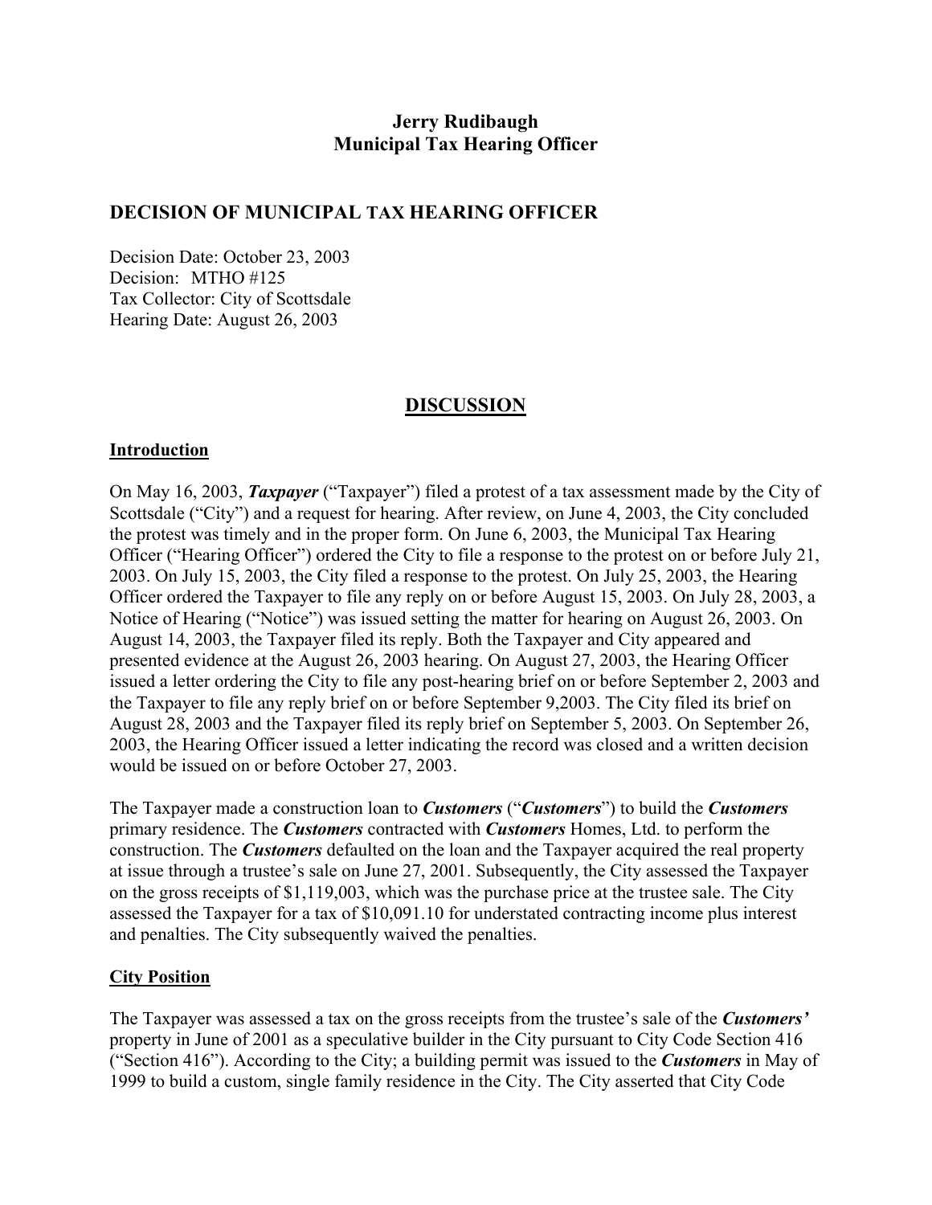**Jerry Rudibaugh**
**Municipal Tax Hearing Officer**

## DECISION OF MUNICIPAL TAX HEARING OFFICER

Decision Date: October 23, 2003
Decision: MTHO #125
Tax Collector: City of Scottsdale
Hearing Date: August 26, 2003

## DISCUSSION

### Introduction

On May 16, 2003, ***Taxpayer*** ("Taxpayer") filed a protest of a tax assessment made by the City of Scottsdale ("City") and a request for hearing. After review, on June 4, 2003, the City concluded the protest was timely and in the proper form. On June 6, 2003, the Municipal Tax Hearing Officer ("Hearing Officer") ordered the City to file a response to the protest on or before July 21, 2003. On July 15, 2003, the City filed a response to the protest. On July 25, 2003, the Hearing Officer ordered the Taxpayer to file any reply on or before August 15, 2003. On July 28, 2003, a Notice of Hearing ("Notice") was issued setting the matter for hearing on August 26, 2003. On August 14, 2003, the Taxpayer filed its reply. Both the Taxpayer and City appeared and presented evidence at the August 26, 2003 hearing. On August 27, 2003, the Hearing Officer issued a letter ordering the City to file any post-hearing brief on or before September 2, 2003 and the Taxpayer to file any reply brief on or before September 9,2003. The City filed its brief on August 28, 2003 and the Taxpayer filed its reply brief on September 5, 2003. On September 26, 2003, the Hearing Officer issued a letter indicating the record was closed and a written decision would be issued on or before October 27, 2003.

The Taxpayer made a construction loan to ***Customers*** ("***Customers***") to build the ***Customers*** primary residence. The ***Customers*** contracted with ***Customers*** Homes, Ltd. to perform the construction. The ***Customers*** defaulted on the loan and the Taxpayer acquired the real property at issue through a trustee's sale on June 27, 2001. Subsequently, the City assessed the Taxpayer on the gross receipts of $1,119,003, which was the purchase price at the trustee sale. The City assessed the Taxpayer for a tax of $10,091.10 for understated contracting income plus interest and penalties. The City subsequently waived the penalties.

### City Position

The Taxpayer was assessed a tax on the gross receipts from the trustee's sale of the ***Customers'*** property in June of 2001 as a speculative builder in the City pursuant to City Code Section 416 ("Section 416"). According to the City; a building permit was issued to the ***Customers*** in May of 1999 to build a custom, single family residence in the City. The City asserted that City Code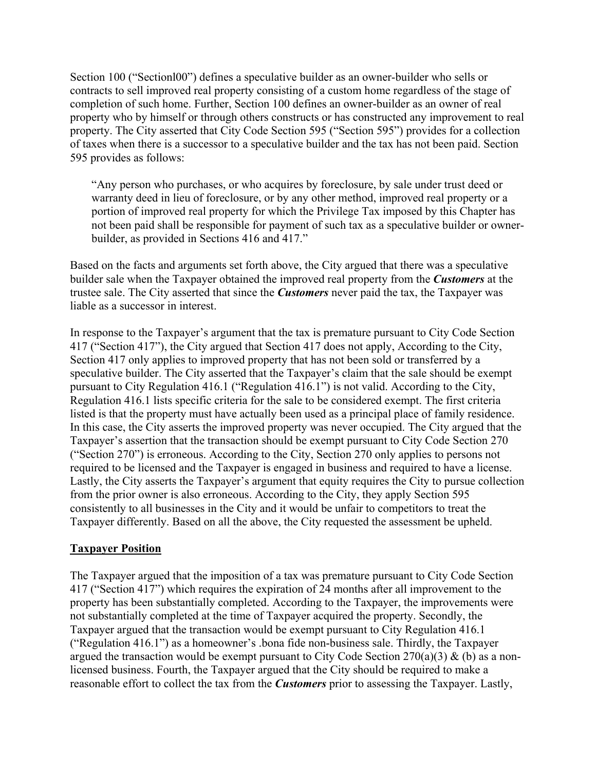Section 100 ("Sectionl00") defines a speculative builder as an owner-builder who sells or contracts to sell improved real property consisting of a custom home regardless of the stage of completion of such home. Further, Section 100 defines an owner-builder as an owner of real property who by himself or through others constructs or has constructed any improvement to real property. The City asserted that City Code Section 595 ("Section 595") provides for a collection of taxes when there is a successor to a speculative builder and the tax has not been paid. Section 595 provides as follows:

> "Any person who purchases, or who acquires by foreclosure, by sale under trust deed or warranty deed in lieu of foreclosure, or by any other method, improved real property or a portion of improved real property for which the Privilege Tax imposed by this Chapter has not been paid shall be responsible for payment of such tax as a speculative builder or owner-builder, as provided in Sections 416 and 417."

Based on the facts and arguments set forth above, the City argued that there was a speculative builder sale when the Taxpayer obtained the improved real property from the ***Customers*** at the trustee sale. The City asserted that since the ***Customers*** never paid the tax, the Taxpayer was liable as a successor in interest.

In response to the Taxpayer's argument that the tax is premature pursuant to City Code Section 417 ("Section 417"), the City argued that Section 417 does not apply, According to the City, Section 417 only applies to improved property that has not been sold or transferred by a speculative builder. The City asserted that the Taxpayer's claim that the sale should be exempt pursuant to City Regulation 416.1 ("Regulation 416.1") is not valid. According to the City, Regulation 416.1 lists specific criteria for the sale to be considered exempt. The first criteria listed is that the property must have actually been used as a principal place of family residence. In this case, the City asserts the improved property was never occupied. The City argued that the Taxpayer's assertion that the transaction should be exempt pursuant to City Code Section 270 ("Section 270") is erroneous. According to the City, Section 270 only applies to persons not required to be licensed and the Taxpayer is engaged in business and required to have a license. Lastly, the City asserts the Taxpayer's argument that equity requires the City to pursue collection from the prior owner is also erroneous. According to the City, they apply Section 595 consistently to all businesses in the City and it would be unfair to competitors to treat the Taxpayer differently. Based on all the above, the City requested the assessment be upheld.

## Taxpayer Position

The Taxpayer argued that the imposition of a tax was premature pursuant to City Code Section 417 ("Section 417") which requires the expiration of 24 months after all improvement to the property has been substantially completed. According to the Taxpayer, the improvements were not substantially completed at the time of Taxpayer acquired the property. Secondly, the Taxpayer argued that the transaction would be exempt pursuant to City Regulation 416.1 ("Regulation 416.1") as a homeowner's .bona fide non-business sale. Thirdly, the Taxpayer argued the transaction would be exempt pursuant to City Code Section 270(a)(3) & (b) as a non-licensed business. Fourth, the Taxpayer argued that the City should be required to make a reasonable effort to collect the tax from the ***Customers*** prior to assessing the Taxpayer. Lastly,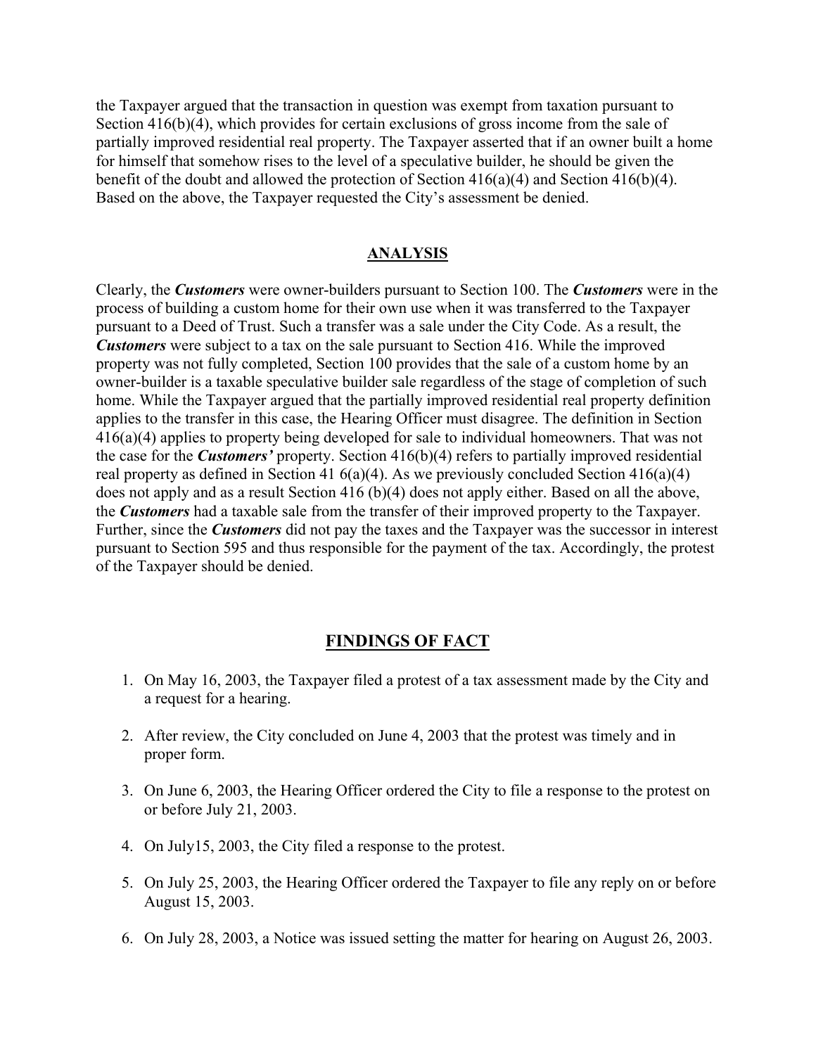the Taxpayer argued that the transaction in question was exempt from taxation pursuant to Section 416(b)(4), which provides for certain exclusions of gross income from the sale of partially improved residential real property. The Taxpayer asserted that if an owner built a home for himself that somehow rises to the level of a speculative builder, he should be given the benefit of the doubt and allowed the protection of Section 416(a)(4) and Section 416(b)(4). Based on the above, the Taxpayer requested the City's assessment be denied.

## ANALYSIS

Clearly, the ***Customers*** were owner-builders pursuant to Section 100. The ***Customers*** were in the process of building a custom home for their own use when it was transferred to the Taxpayer pursuant to a Deed of Trust. Such a transfer was a sale under the City Code. As a result, the ***Customers*** were subject to a tax on the sale pursuant to Section 416. While the improved property was not fully completed, Section 100 provides that the sale of a custom home by an owner-builder is a taxable speculative builder sale regardless of the stage of completion of such home. While the Taxpayer argued that the partially improved residential real property definition applies to the transfer in this case, the Hearing Officer must disagree. The definition in Section 416(a)(4) applies to property being developed for sale to individual homeowners. That was not the case for the ***Customers'*** property. Section 416(b)(4) refers to partially improved residential real property as defined in Section 41 6(a)(4). As we previously concluded Section 416(a)(4) does not apply and as a result Section 416 (b)(4) does not apply either. Based on all the above, the ***Customers*** had a taxable sale from the transfer of their improved property to the Taxpayer. Further, since the ***Customers*** did not pay the taxes and the Taxpayer was the successor in interest pursuant to Section 595 and thus responsible for the payment of the tax. Accordingly, the protest of the Taxpayer should be denied.

## FINDINGS OF FACT

1. On May 16, 2003, the Taxpayer filed a protest of a tax assessment made by the City and a request for a hearing.
2. After review, the City concluded on June 4, 2003 that the protest was timely and in proper form.
3. On June 6, 2003, the Hearing Officer ordered the City to file a response to the protest on or before July 21, 2003.
4. On July15, 2003, the City filed a response to the protest.
5. On July 25, 2003, the Hearing Officer ordered the Taxpayer to file any reply on or before August 15, 2003.
6. On July 28, 2003, a Notice was issued setting the matter for hearing on August 26, 2003.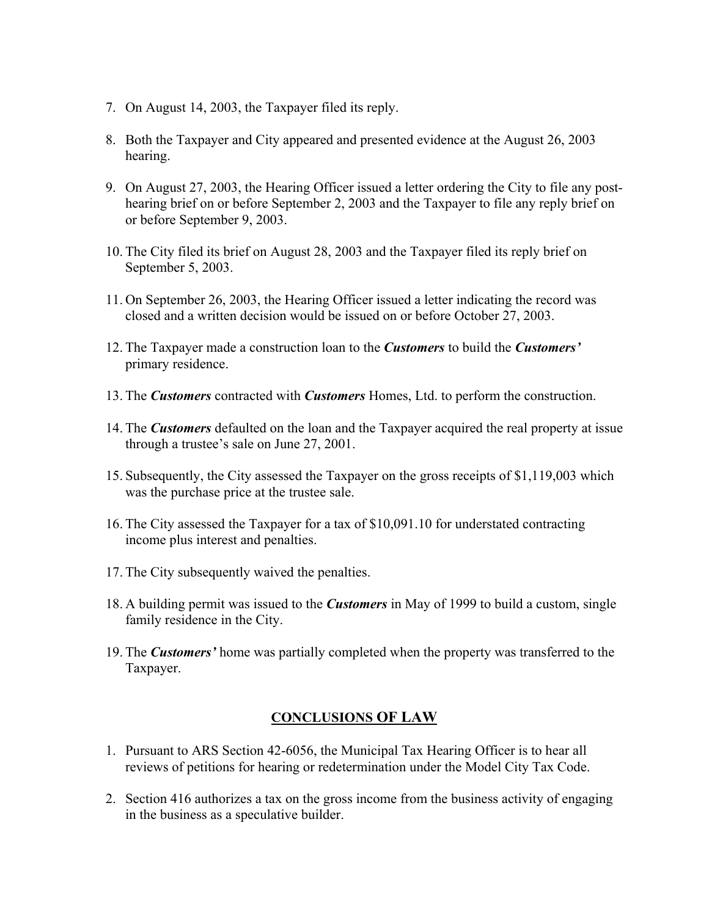7. On August 14, 2003, the Taxpayer filed its reply.

8. Both the Taxpayer and City appeared and presented evidence at the August 26, 2003 hearing.

9. On August 27, 2003, the Hearing Officer issued a letter ordering the City to file any post-hearing brief on or before September 2, 2003 and the Taxpayer to file any reply brief on or before September 9, 2003.

10. The City filed its brief on August 28, 2003 and the Taxpayer filed its reply brief on September 5, 2003.

11. On September 26, 2003, the Hearing Officer issued a letter indicating the record was closed and a written decision would be issued on or before October 27, 2003.

12. The Taxpayer made a construction loan to the ***Customers*** to build the ***Customers'*** primary residence.

13. The ***Customers*** contracted with ***Customers*** Homes, Ltd. to perform the construction.

14. The ***Customers*** defaulted on the loan and the Taxpayer acquired the real property at issue through a trustee's sale on June 27, 2001.

15. Subsequently, the City assessed the Taxpayer on the gross receipts of $1,119,003 which was the purchase price at the trustee sale.

16. The City assessed the Taxpayer for a tax of $10,091.10 for understated contracting income plus interest and penalties.

17. The City subsequently waived the penalties.

18. A building permit was issued to the ***Customers*** in May of 1999 to build a custom, single family residence in the City.

19. The ***Customers'*** home was partially completed when the property was transferred to the Taxpayer.

## CONCLUSIONS OF LAW

1. Pursuant to ARS Section 42-6056, the Municipal Tax Hearing Officer is to hear all reviews of petitions for hearing or redetermination under the Model City Tax Code.

2. Section 416 authorizes a tax on the gross income from the business activity of engaging in the business as a speculative builder.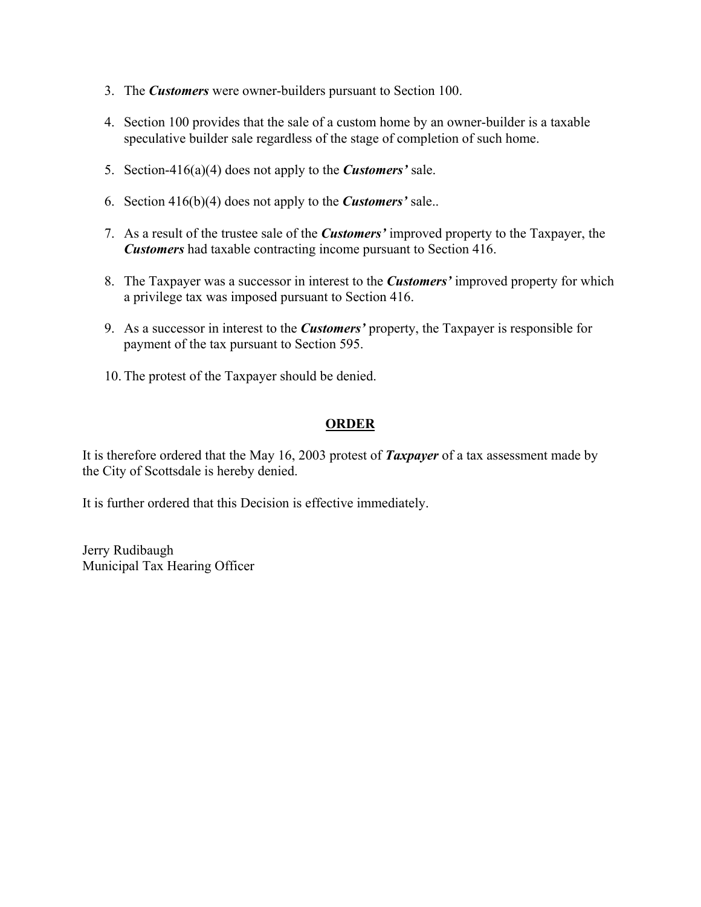3. The ***Customers*** were owner-builders pursuant to Section 100.

4. Section 100 provides that the sale of a custom home by an owner-builder is a taxable speculative builder sale regardless of the stage of completion of such home.

5. Section-416(a)(4) does not apply to the ***Customers'*** sale.

6. Section 416(b)(4) does not apply to the ***Customers'*** sale..

7. As a result of the trustee sale of the ***Customers'*** improved property to the Taxpayer, the ***Customers*** had taxable contracting income pursuant to Section 416.

8. The Taxpayer was a successor in interest to the ***Customers'*** improved property for which a privilege tax was imposed pursuant to Section 416.

9. As a successor in interest to the ***Customers'*** property, the Taxpayer is responsible for payment of the tax pursuant to Section 595.

10. The protest of the Taxpayer should be denied.

## ORDER

It is therefore ordered that the May 16, 2003 protest of ***Taxpayer*** of a tax assessment made by the City of Scottsdale is hereby denied.

It is further ordered that this Decision is effective immediately.

Jerry Rudibaugh
Municipal Tax Hearing Officer